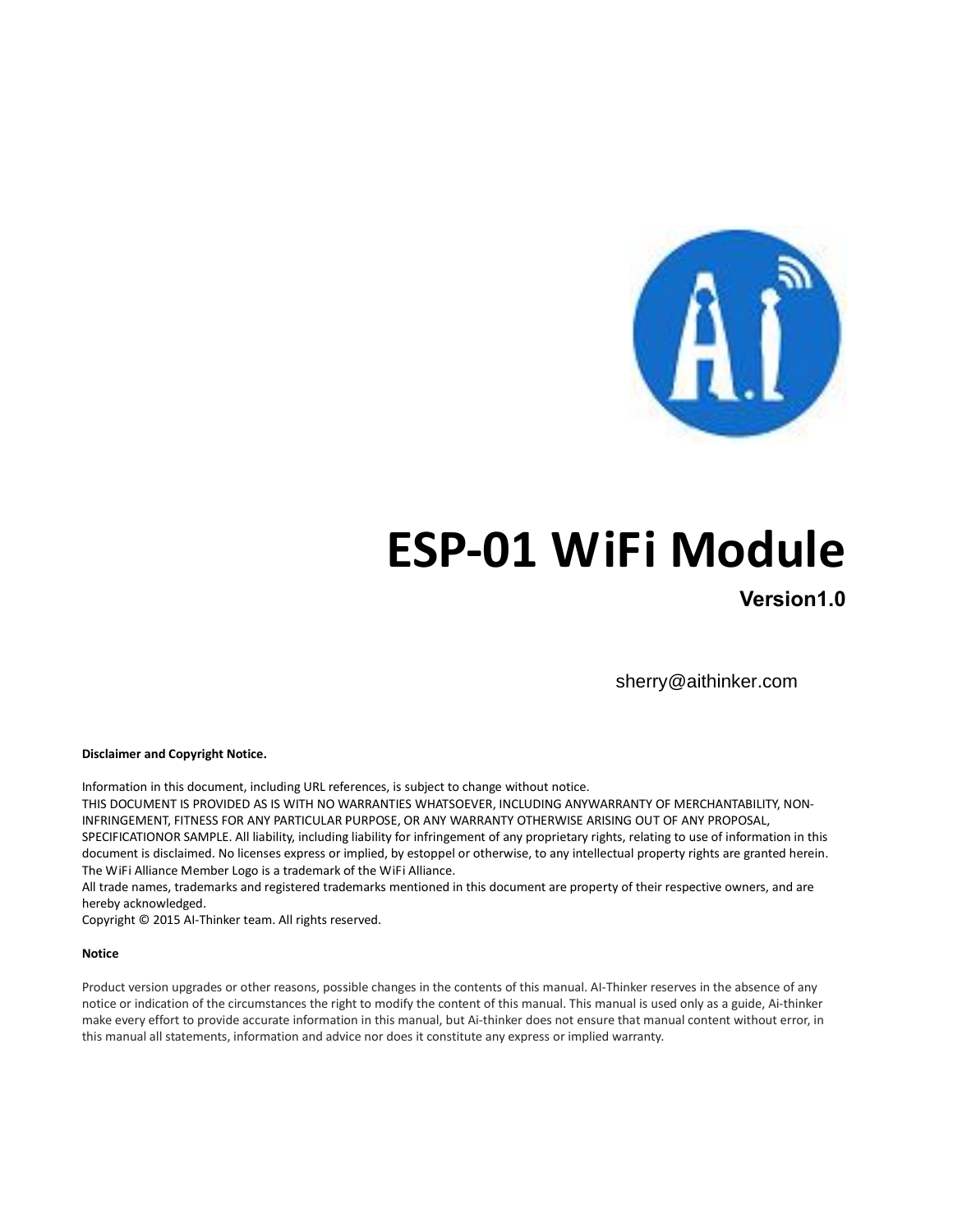# ESP-01 WiFi Module

**Version1.0**

sherry@aithinker.com

**Disclaimer and Copyright Notice.**

Information in this document, including URL references, is subject to change without notice.
THIS DOCUMENT IS PROVIDED AS IS WITH NO WARRANTIES WHATSOEVER, INCLUDING ANYWARRANTY OF MERCHANTABILITY, NON-INFRINGEMENT, FITNESS FOR ANY PARTICULAR PURPOSE, OR ANY WARRANTY OTHERWISE ARISING OUT OF ANY PROPOSAL, SPECIFICATIONOR SAMPLE. All liability, including liability for infringement of any proprietary rights, relating to use of information in this document is disclaimed. No licenses express or implied, by estoppel or otherwise, to any intellectual property rights are granted herein.
The WiFi Alliance Member Logo is a trademark of the WiFi Alliance.
All trade names, trademarks and registered trademarks mentioned in this document are property of their respective owners, and are hereby acknowledged.
Copyright © 2015 AI-Thinker team. All rights reserved.

**Notice**

Product version upgrades or other reasons, possible changes in the contents of this manual. AI-Thinker reserves in the absence of any notice or indication of the circumstances the right to modify the content of this manual. This manual is used only as a guide, Ai-thinker make every effort to provide accurate information in this manual, but Ai-thinker does not ensure that manual content without error, in this manual all statements, information and advice nor does it constitute any express or implied warranty.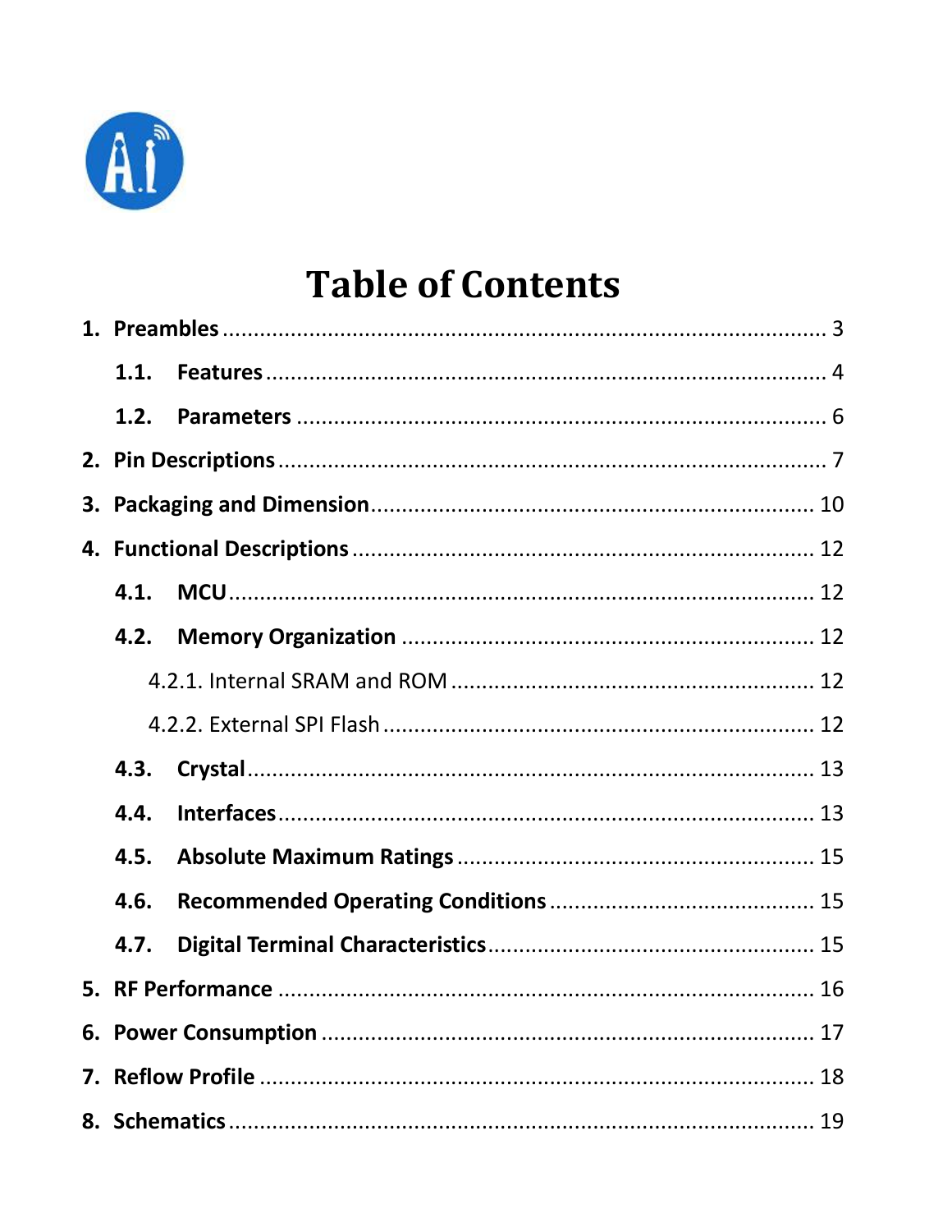# Table of Contents

1. **Preambles** ........ 3
   - 1.1. **Features** ........ 4
   - 1.2. **Parameters** ........ 6
2. **Pin Descriptions** ........ 7
3. **Packaging and Dimension** ........ 10
4. **Functional Descriptions** ........ 12
   - 4.1. **MCU** ........ 12
   - 4.2. **Memory Organization** ........ 12
     - 4.2.1. Internal SRAM and ROM ........ 12
     - 4.2.2. External SPI Flash ........ 12
   - 4.3. **Crystal** ........ 13
   - 4.4. **Interfaces** ........ 13
   - 4.5. **Absolute Maximum Ratings** ........ 15
   - 4.6. **Recommended Operating Conditions** ........ 15
   - 4.7. **Digital Terminal Characteristics** ........ 15
5. **RF Performance** ........ 16
6. **Power Consumption** ........ 17
7. **Reflow Profile** ........ 18
8. **Schematics** ........ 19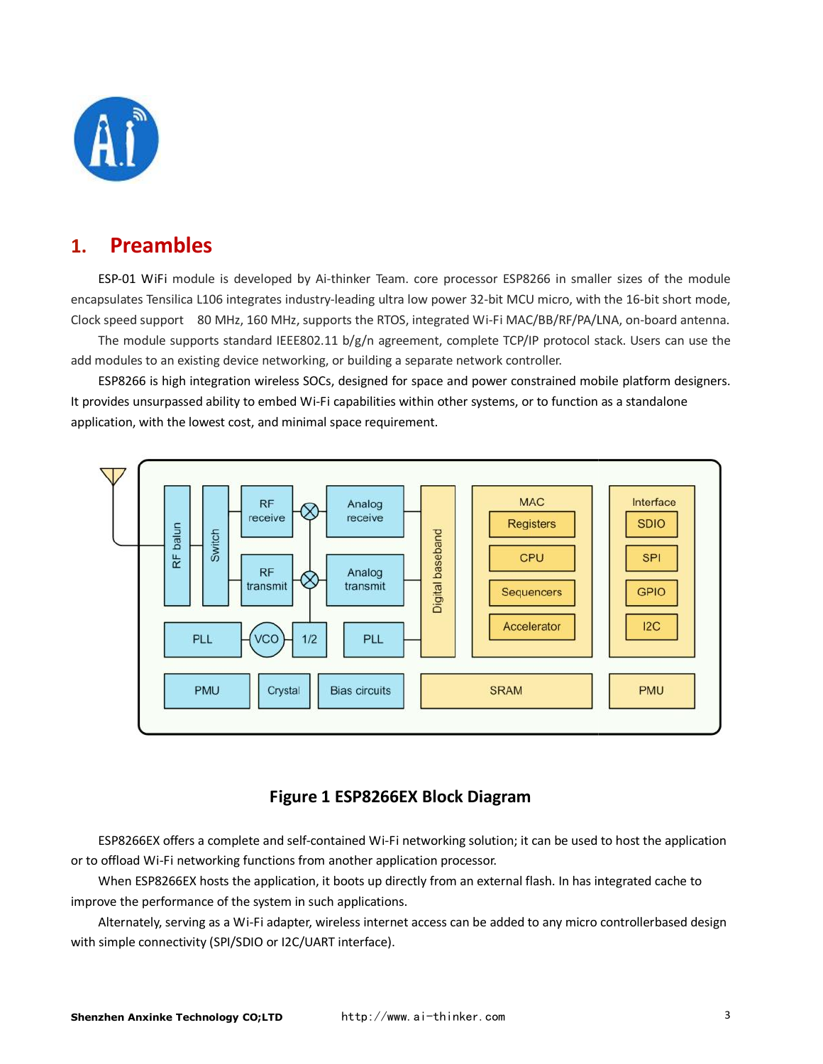# 1. Preambles

ESP-01 WiFi module is developed by Ai-thinker Team. core processor ESP8266 in smaller sizes of the module encapsulates Tensilica L106 integrates industry-leading ultra low power 32-bit MCU micro, with the 16-bit short mode, Clock speed support 80 MHz, 160 MHz, supports the RTOS, integrated Wi-Fi MAC/BB/RF/PA/LNA, on-board antenna.

The module supports standard IEEE802.11 b/g/n agreement, complete TCP/IP protocol stack. Users can use the add modules to an existing device networking, or building a separate network controller.

ESP8266 is high integration wireless SOCs, designed for space and power constrained mobile platform designers. It provides unsurpassed ability to embed Wi-Fi capabilities within other systems, or to function as a standalone application, with the lowest cost, and minimal space requirement.

**Figure 1 ESP8266EX Block Diagram**

ESP8266EX offers a complete and self-contained Wi-Fi networking solution; it can be used to host the application or to offload Wi-Fi networking functions from another application processor.

When ESP8266EX hosts the application, it boots up directly from an external flash. In has integrated cache to improve the performance of the system in such applications.

Alternately, serving as a Wi-Fi adapter, wireless internet access can be added to any micro controllerbased design with simple connectivity (SPI/SDIO or I2C/UART interface).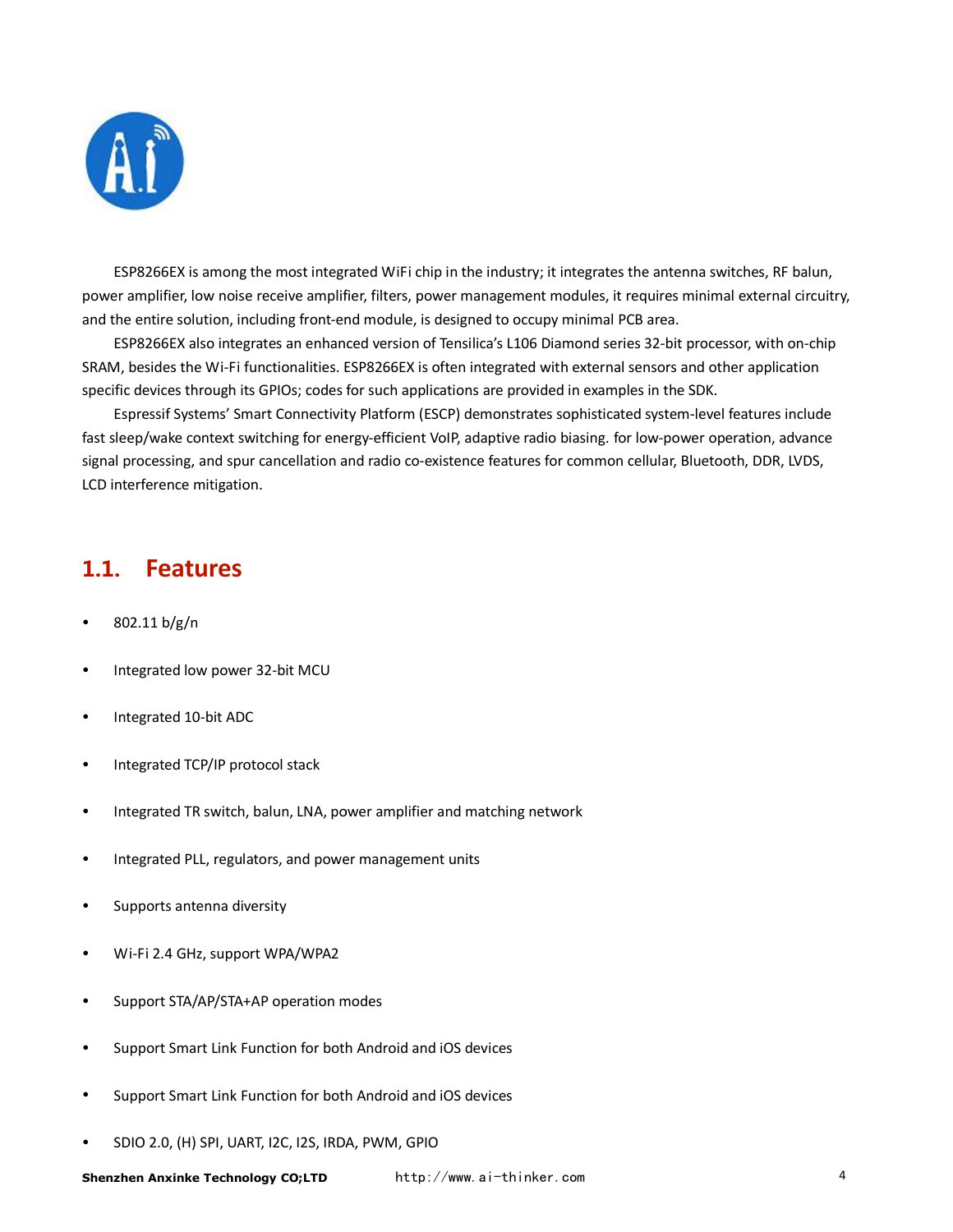ESP8266EX is among the most integrated WiFi chip in the industry; it integrates the antenna switches, RF balun, power amplifier, low noise receive amplifier, filters, power management modules, it requires minimal external circuitry, and the entire solution, including front-end module, is designed to occupy minimal PCB area.

ESP8266EX also integrates an enhanced version of Tensilica's L106 Diamond series 32-bit processor, with on-chip SRAM, besides the Wi-Fi functionalities. ESP8266EX is often integrated with external sensors and other application specific devices through its GPIOs; codes for such applications are provided in examples in the SDK.

Espressif Systems' Smart Connectivity Platform (ESCP) demonstrates sophisticated system-level features include fast sleep/wake context switching for energy-efficient VoIP, adaptive radio biasing. for low-power operation, advance signal processing, and spur cancellation and radio co-existence features for common cellular, Bluetooth, DDR, LVDS, LCD interference mitigation.

## 1.1. Features

- 802.11 b/g/n
- Integrated low power 32-bit MCU
- Integrated 10-bit ADC
- Integrated TCP/IP protocol stack
- Integrated TR switch, balun, LNA, power amplifier and matching network
- Integrated PLL, regulators, and power management units
- Supports antenna diversity
- Wi-Fi 2.4 GHz, support WPA/WPA2
- Support STA/AP/STA+AP operation modes
- Support Smart Link Function for both Android and iOS devices
- Support Smart Link Function for both Android and iOS devices
- SDIO 2.0, (H) SPI, UART, I2C, I2S, IRDA, PWM, GPIO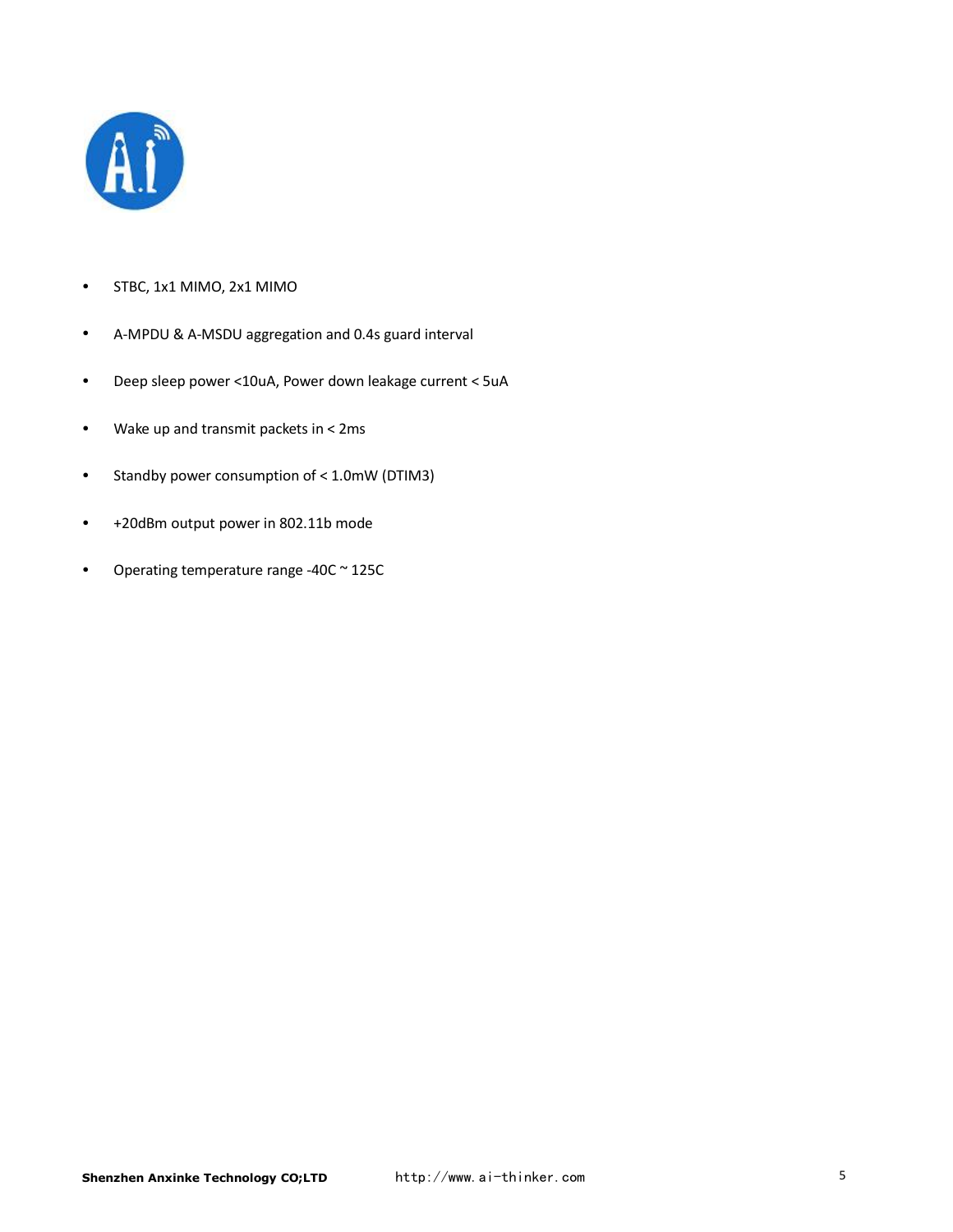- STBC, 1x1 MIMO, 2x1 MIMO
- A-MPDU & A-MSDU aggregation and 0.4s guard interval
- Deep sleep power <10uA, Power down leakage current < 5uA
- Wake up and transmit packets in < 2ms
- Standby power consumption of < 1.0mW (DTIM3)
- +20dBm output power in 802.11b mode
- Operating temperature range -40C ~ 125C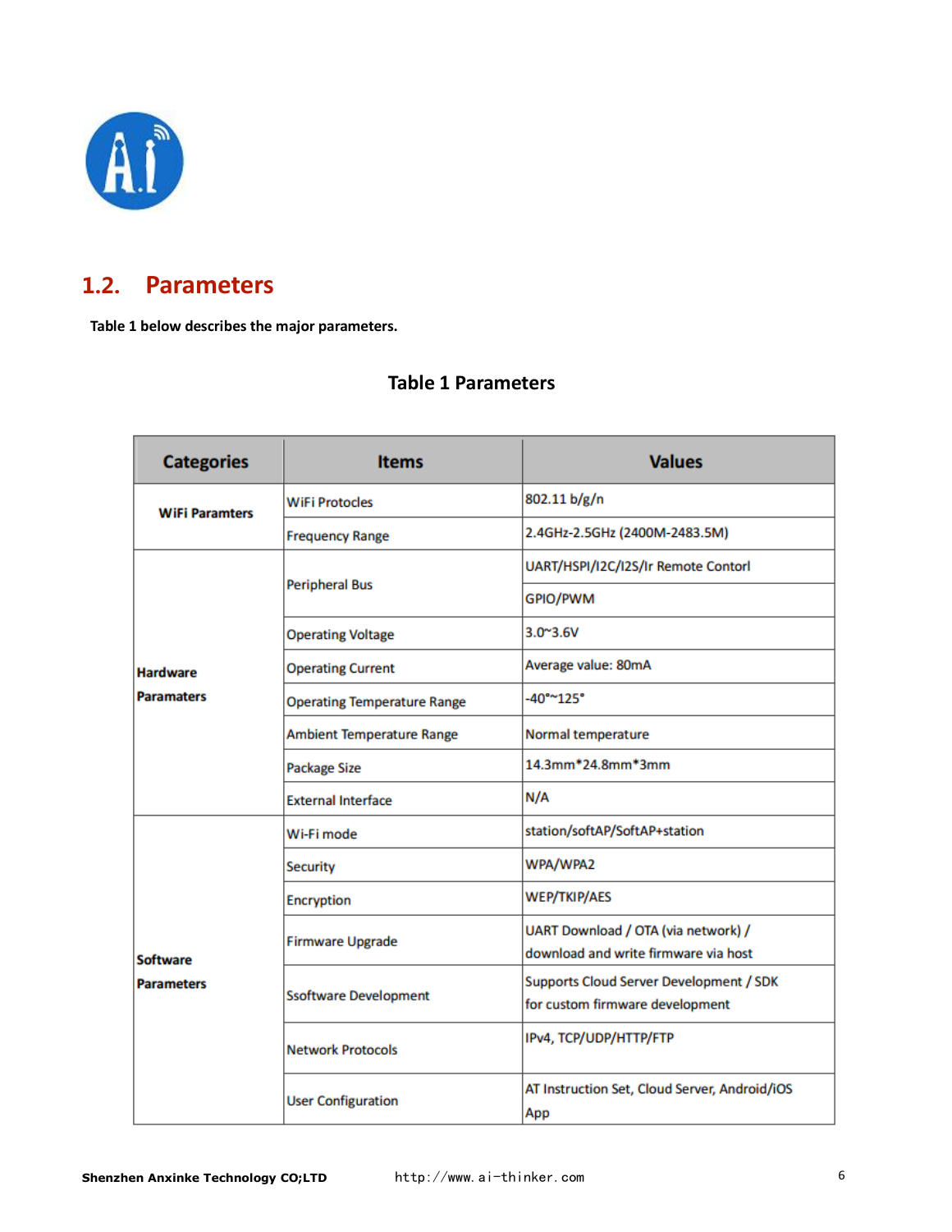## 1.2. Parameters

Table 1 below describes the major parameters.

**Table 1 Parameters**

| Categories | Items | Values |
|---|---|---|
| WiFi Paramters | WiFi Protocles | 802.11 b/g/n |
| | Frequency Range | 2.4GHz-2.5GHz (2400M-2483.5M) |
| Hardware Paramaters | Peripheral Bus | UART/HSPI/I2C/I2S/Ir Remote Contorl |
| | | GPIO/PWM |
| | Operating Voltage | 3.0~3.6V |
| | Operating Current | Average value: 80mA |
| | Operating Temperature Range | -40°~125° |
| | Ambient Temperature Range | Normal temperature |
| | Package Size | 14.3mm*24.8mm*3mm |
| | External Interface | N/A |
| Software Parameters | Wi-Fi mode | station/softAP/SoftAP+station |
| | Security | WPA/WPA2 |
| | Encryption | WEP/TKIP/AES |
| | Firmware Upgrade | UART Download / OTA (via network) / download and write firmware via host |
| | Ssoftware Development | Supports Cloud Server Development / SDK for custom firmware development |
| | Network Protocols | IPv4, TCP/UDP/HTTP/FTP |
| | User Configuration | AT Instruction Set, Cloud Server, Android/iOS App |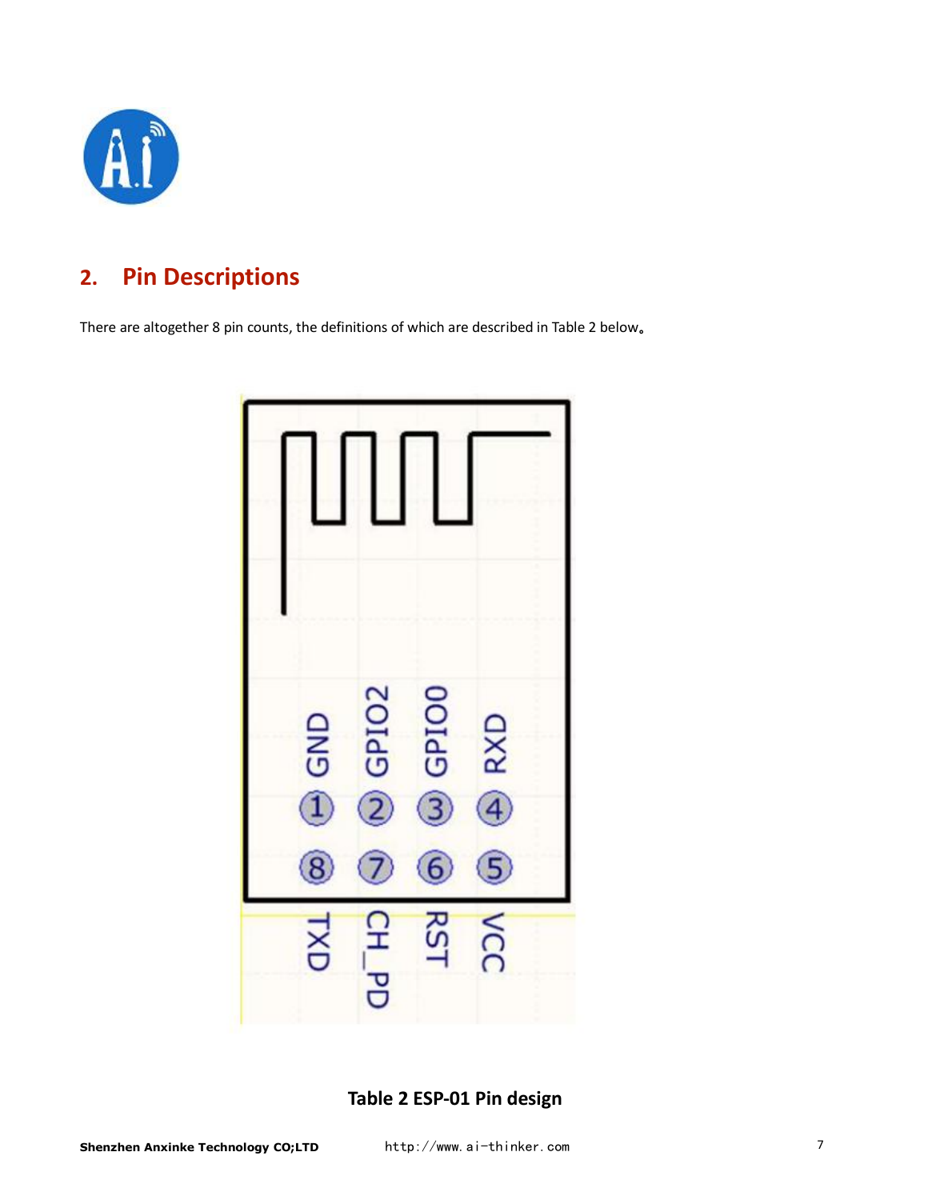## 2. Pin Descriptions

There are altogether 8 pin counts, the definitions of which are described in Table 2 below。

**Table 2 ESP-01 Pin design**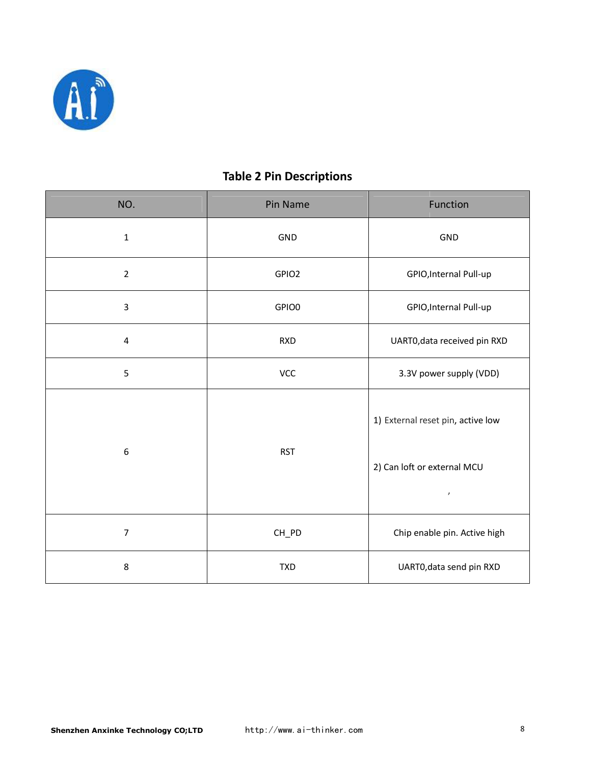**Table 2 Pin Descriptions**

| NO. | Pin Name | Function |
| --- | --- | --- |
| 1 | GND | GND |
| 2 | GPIO2 | GPIO,Internal Pull-up |
| 3 | GPIO0 | GPIO,Internal Pull-up |
| 4 | RXD | UART0,data received pin RXD |
| 5 | VCC | 3.3V power supply (VDD) |
| 6 | RST | 1) External reset pin, active low<br><br>2) Can loft or external MCU<br><br>, |
| 7 | CH_PD | Chip enable pin. Active high |
| 8 | TXD | UART0,data send pin RXD |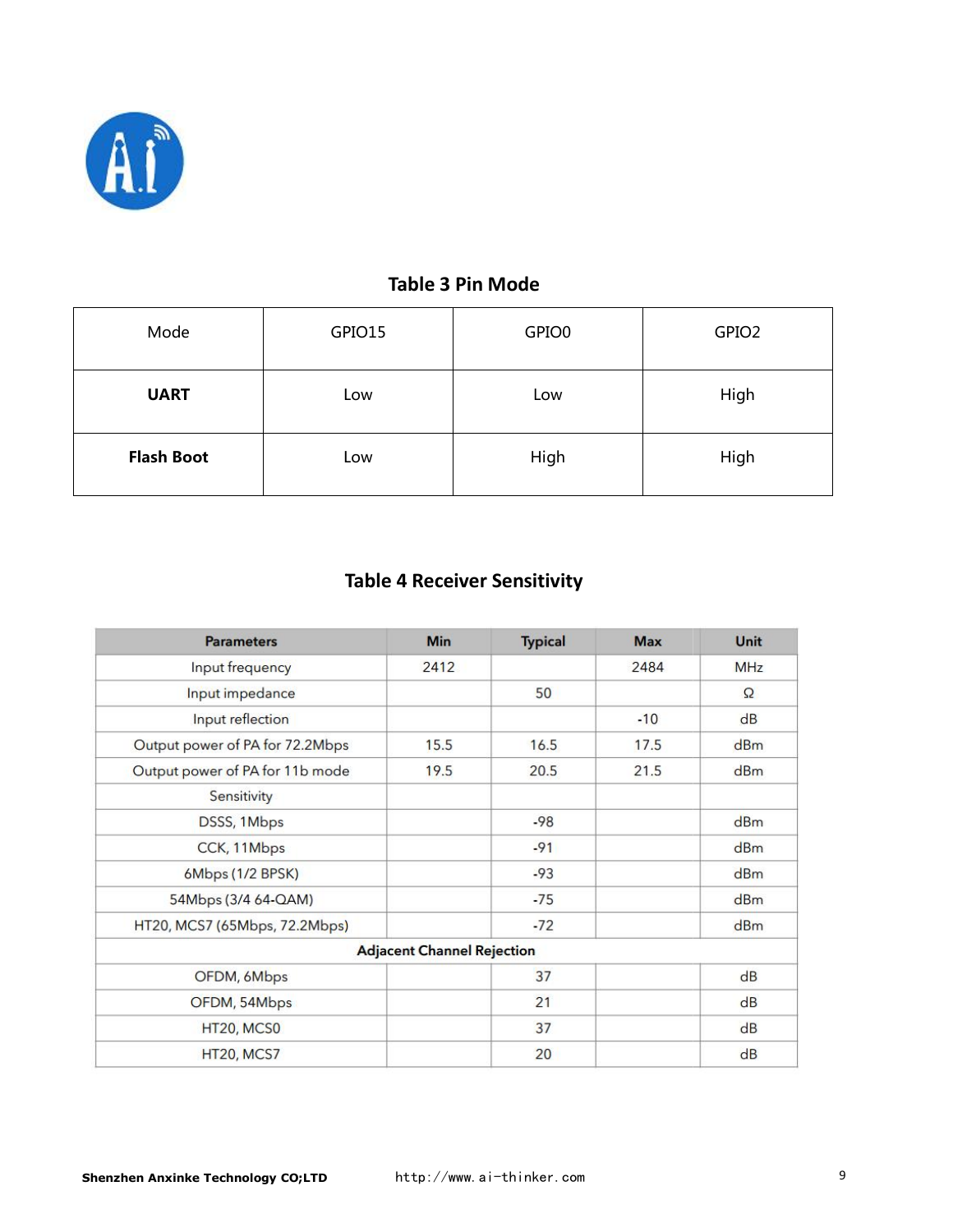**Table 3 Pin Mode**

| Mode | GPIO15 | GPIO0 | GPIO2 |
|---|---|---|---|
| **UART** | Low | Low | High |
| **Flash Boot** | Low | High | High |

**Table 4 Receiver Sensitivity**

| Parameters | Min | Typical | Max | Unit |
|---|---|---|---|---|
| Input frequency | 2412 | | 2484 | MHz |
| Input impedance | | 50 | | Ω |
| Input reflection | | | -10 | dB |
| Output power of PA for 72.2Mbps | 15.5 | 16.5 | 17.5 | dBm |
| Output power of PA for 11b mode | 19.5 | 20.5 | 21.5 | dBm |
| Sensitivity | | | | |
| DSSS, 1Mbps | | -98 | | dBm |
| CCK, 11Mbps | | -91 | | dBm |
| 6Mbps (1/2 BPSK) | | -93 | | dBm |
| 54Mbps (3/4 64-QAM) | | -75 | | dBm |
| HT20, MCS7 (65Mbps, 72.2Mbps) | | -72 | | dBm |
| **Adjacent Channel Rejection** | | | | |
| OFDM, 6Mbps | | 37 | | dB |
| OFDM, 54Mbps | | 21 | | dB |
| HT20, MCS0 | | 37 | | dB |
| HT20, MCS7 | | 20 | | dB |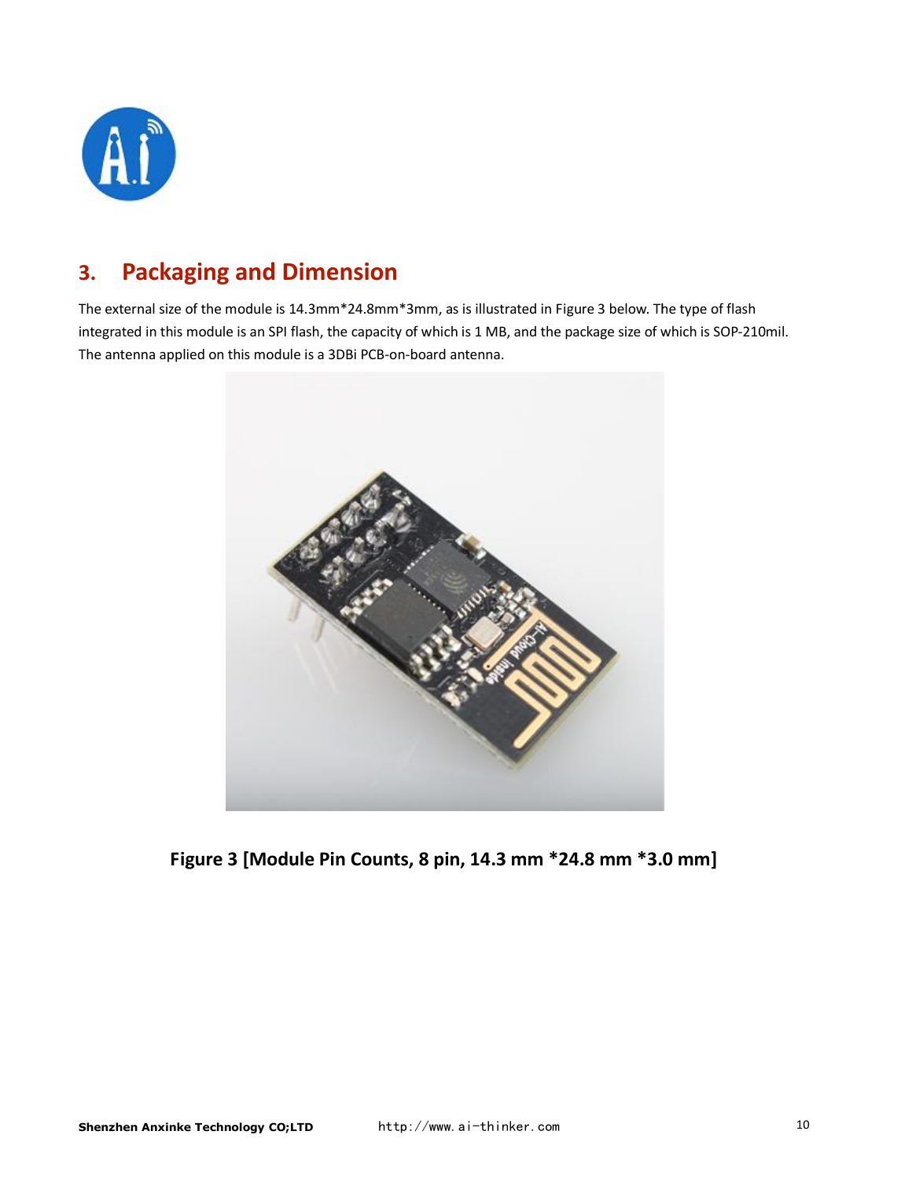## 3. Packaging and Dimension

The external size of the module is 14.3mm*24.8mm*3mm, as is illustrated in Figure 3 below. The type of flash integrated in this module is an SPI flash, the capacity of which is 1 MB, and the package size of which is SOP-210mil. The antenna applied on this module is a 3DBi PCB-on-board antenna.

**Figure 3 [Module Pin Counts, 8 pin, 14.3 mm *24.8 mm *3.0 mm]**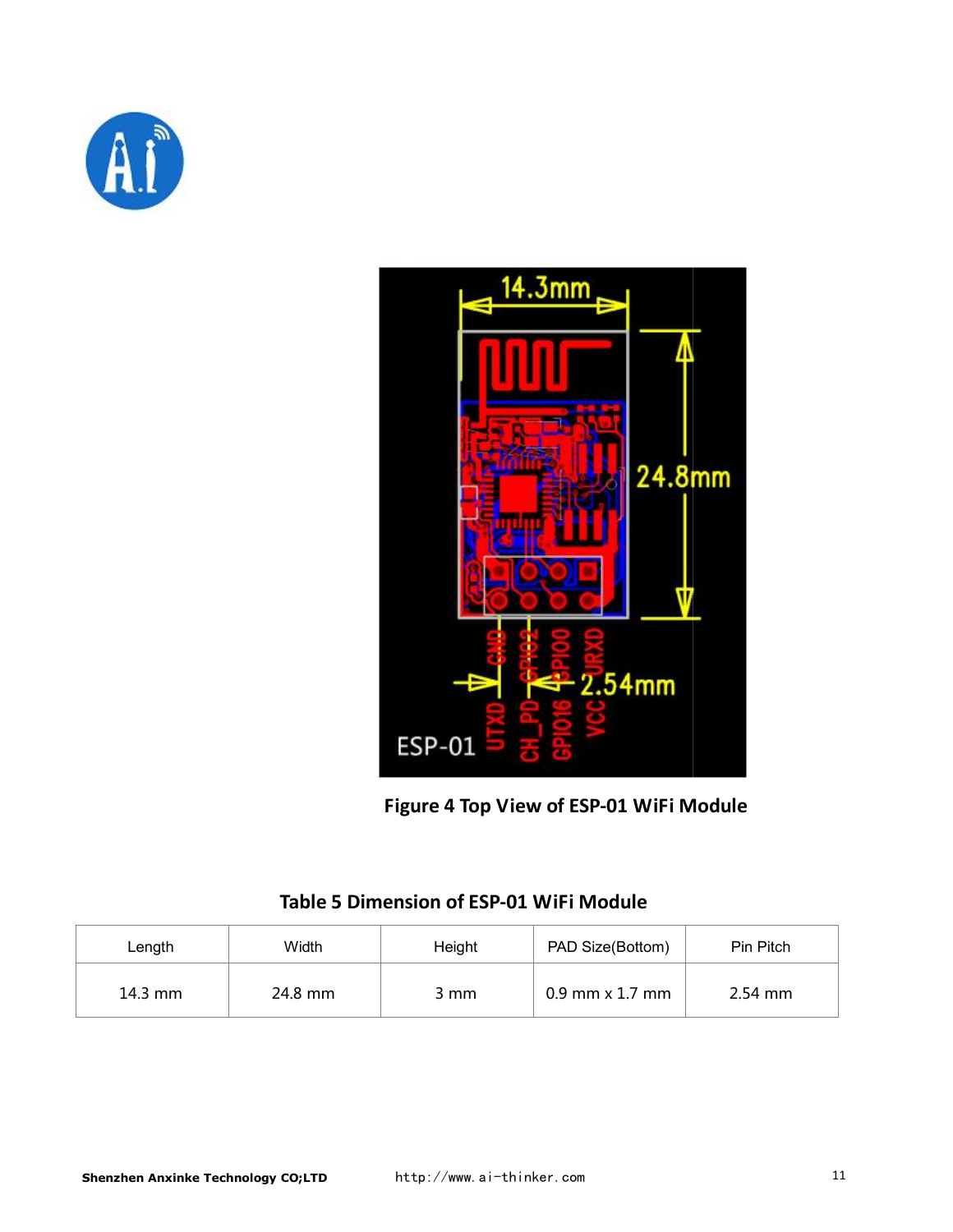**Figure 4 Top View of ESP-01 WiFi Module**

**Table 5 Dimension of ESP-01 WiFi Module**

| Length | Width | Height | PAD Size(Bottom) | Pin Pitch |
|---|---|---|---|---|
| 14.3 mm | 24.8 mm | 3 mm | 0.9 mm x 1.7 mm | 2.54 mm |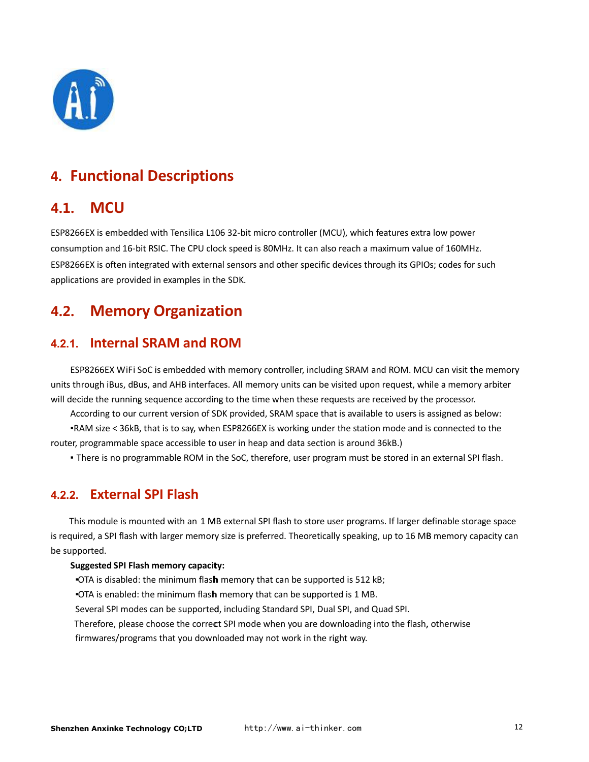# 4. Functional Descriptions

## 4.1. MCU

ESP8266EX is embedded with Tensilica L106 32-bit micro controller (MCU), which features extra low power consumption and 16-bit RSIC. The CPU clock speed is 80MHz. It can also reach a maximum value of 160MHz. ESP8266EX is often integrated with external sensors and other specific devices through its GPIOs; codes for such applications are provided in examples in the SDK.

## 4.2. Memory Organization

### 4.2.1. Internal SRAM and ROM

ESP8266EX WiFi SoC is embedded with memory controller, including SRAM and ROM. MCU can visit the memory units through iBus, dBus, and AHB interfaces. All memory units can be visited upon request, while a memory arbiter will decide the running sequence according to the time when these requests are received by the processor.

According to our current version of SDK provided, SRAM space that is available to users is assigned as below:

▪RAM size < 36kB, that is to say, when ESP8266EX is working under the station mode and is connected to the router, programmable space accessible to user in heap and data section is around 36kB.)

▪ There is no programmable ROM in the SoC, therefore, user program must be stored in an external SPI flash.

### 4.2.2. External SPI Flash

This module is mounted with an 1 MB external SPI flash to store user programs. If larger definable storage space is required, a SPI flash with larger memory size is preferred. Theoretically speaking, up to 16 MB memory capacity can be supported.

**Suggested SPI Flash memory capacity:**

▪OTA is disabled: the minimum flash memory that can be supported is 512 kB;

▪OTA is enabled: the minimum flash memory that can be supported is 1 MB.

Several SPI modes can be supported, including Standard SPI, Dual SPI, and Quad SPI.

Therefore, please choose the correct SPI mode when you are downloading into the flash, otherwise firmwares/programs that you downloaded may not work in the right way.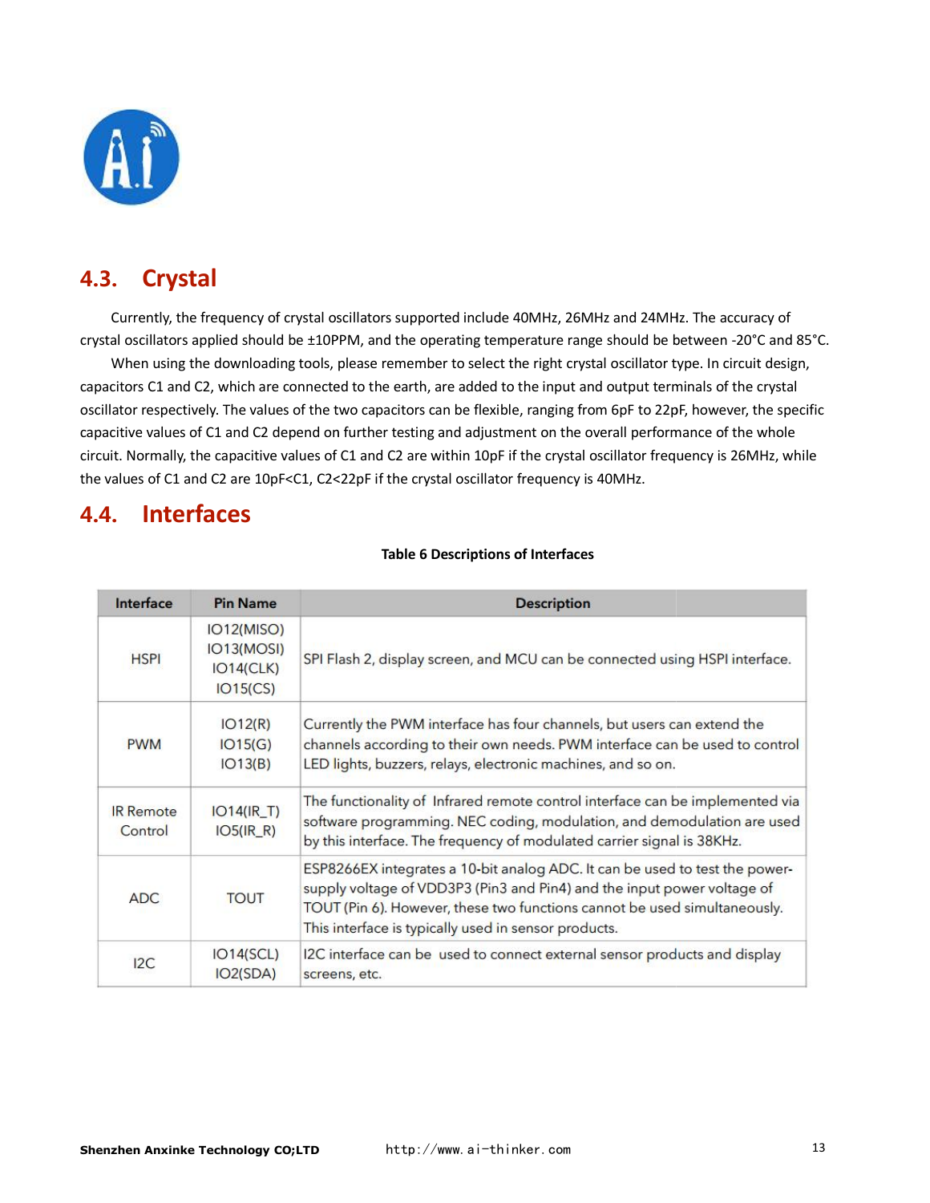## 4.3. Crystal

Currently, the frequency of crystal oscillators supported include 40MHz, 26MHz and 24MHz. The accuracy of crystal oscillators applied should be ±10PPM, and the operating temperature range should be between -20°C and 85°C.

When using the downloading tools, please remember to select the right crystal oscillator type. In circuit design, capacitors C1 and C2, which are connected to the earth, are added to the input and output terminals of the crystal oscillator respectively. The values of the two capacitors can be flexible, ranging from 6pF to 22pF, however, the specific capacitive values of C1 and C2 depend on further testing and adjustment on the overall performance of the whole circuit. Normally, the capacitive values of C1 and C2 are within 10pF if the crystal oscillator frequency is 26MHz, while the values of C1 and C2 are 10pF<C1, C2<22pF if the crystal oscillator frequency is 40MHz.

## 4.4. Interfaces

**Table 6 Descriptions of Interfaces**

| Interface | Pin Name | Description |
|---|---|---|
| HSPI | IO12(MISO)<br>IO13(MOSI)<br>IO14(CLK)<br>IO15(CS) | SPI Flash 2, display screen, and MCU can be connected using HSPI interface. |
| PWM | IO12(R)<br>IO15(G)<br>IO13(B) | Currently the PWM interface has four channels, but users can extend the channels according to their own needs. PWM interface can be used to control LED lights, buzzers, relays, electronic machines, and so on. |
| IR Remote Control | IO14(IR_T)<br>IO5(IR_R) | The functionality of Infrared remote control interface can be implemented via software programming. NEC coding, modulation, and demodulation are used by this interface. The frequency of modulated carrier signal is 38KHz. |
| ADC | TOUT | ESP8266EX integrates a 10-bit analog ADC. It can be used to test the power-supply voltage of VDD3P3 (Pin3 and Pin4) and the input power voltage of TOUT (Pin 6). However, these two functions cannot be used simultaneously. This interface is typically used in sensor products. |
| I2C | IO14(SCL)<br>IO2(SDA) | I2C interface can be used to connect external sensor products and display screens, etc. |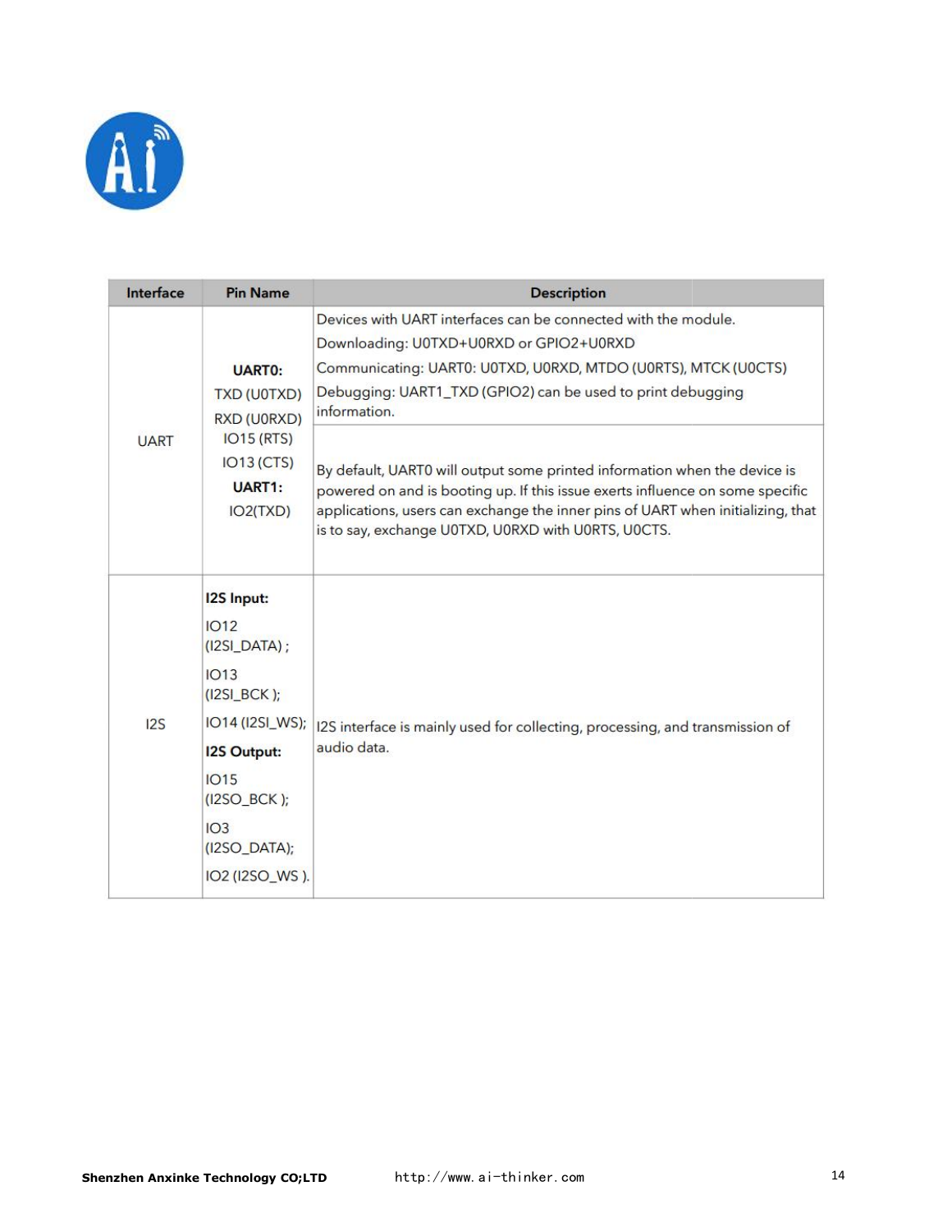| Interface | Pin Name | Description |
|---|---|---|
| UART | **UART0:** TXD (U0TXD) RXD (U0RXD) IO15 (RTS) IO13 (CTS) **UART1:** IO2(TXD) | Devices with UART interfaces can be connected with the module. Downloading: U0TXD+U0RXD or GPIO2+U0RXD Communicating: UART0: U0TXD, U0RXD, MTDO (U0RTS), MTCK (U0CTS) Debugging: UART1_TXD (GPIO2) can be used to print debugging information. |
| | | By default, UART0 will output some printed information when the device is powered on and is booting up. If this issue exerts influence on some specific applications, users can exchange the inner pins of UART when initializing, that is to say, exchange U0TXD, U0RXD with U0RTS, U0CTS. |
| I2S | **I2S Input:** IO12 (I2SI_DATA) ; IO13 (I2SI_BCK ); IO14 (I2SI_WS); **I2S Output:** IO15 (I2SO_BCK ); IO3 (I2SO_DATA); IO2 (I2SO_WS ). | I2S interface is mainly used for collecting, processing, and transmission of audio data. |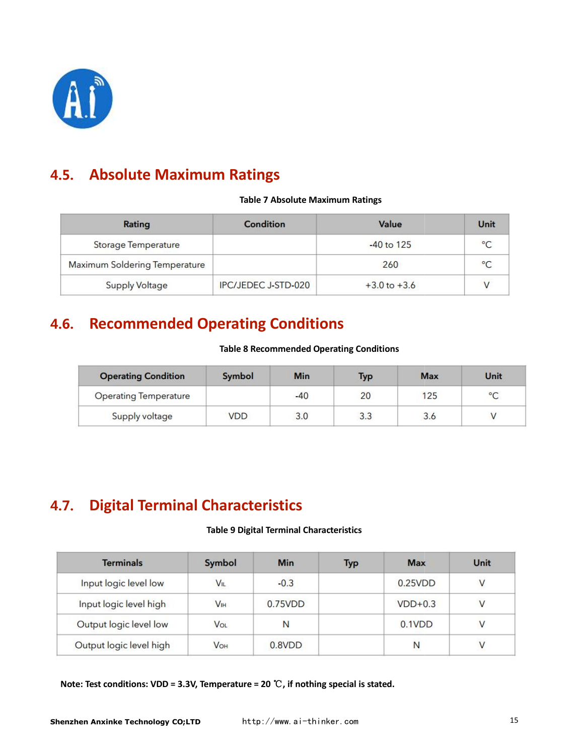## 4.5. Absolute Maximum Ratings

**Table 7 Absolute Maximum Ratings**

| Rating | Condition | Value | Unit |
|---|---|---|---|
| Storage Temperature | | -40 to 125 | °C |
| Maximum Soldering Temperature | | 260 | °C |
| Supply Voltage | IPC/JEDEC J-STD-020 | +3.0 to +3.6 | V |

## 4.6. Recommended Operating Conditions

**Table 8 Recommended Operating Conditions**

| Operating Condition | Symbol | Min | Typ | Max | Unit |
|---|---|---|---|---|---|
| Operating Temperature | | -40 | 20 | 125 | °C |
| Supply voltage | VDD | 3.0 | 3.3 | 3.6 | V |

## 4.7. Digital Terminal Characteristics

**Table 9 Digital Terminal Characteristics**

| Terminals | Symbol | Min | Typ | Max | Unit |
|---|---|---|---|---|---|
| Input logic level low | $V_{IL}$ | -0.3 | | 0.25VDD | V |
| Input logic level high | $V_{IH}$ | 0.75VDD | | VDD+0.3 | V |
| Output logic level low | $V_{OL}$ | N | | 0.1VDD | V |
| Output logic level high | $V_{OH}$ | 0.8VDD | | N | V |

**Note: Test conditions: VDD = 3.3V, Temperature = 20 ℃, if nothing special is stated.**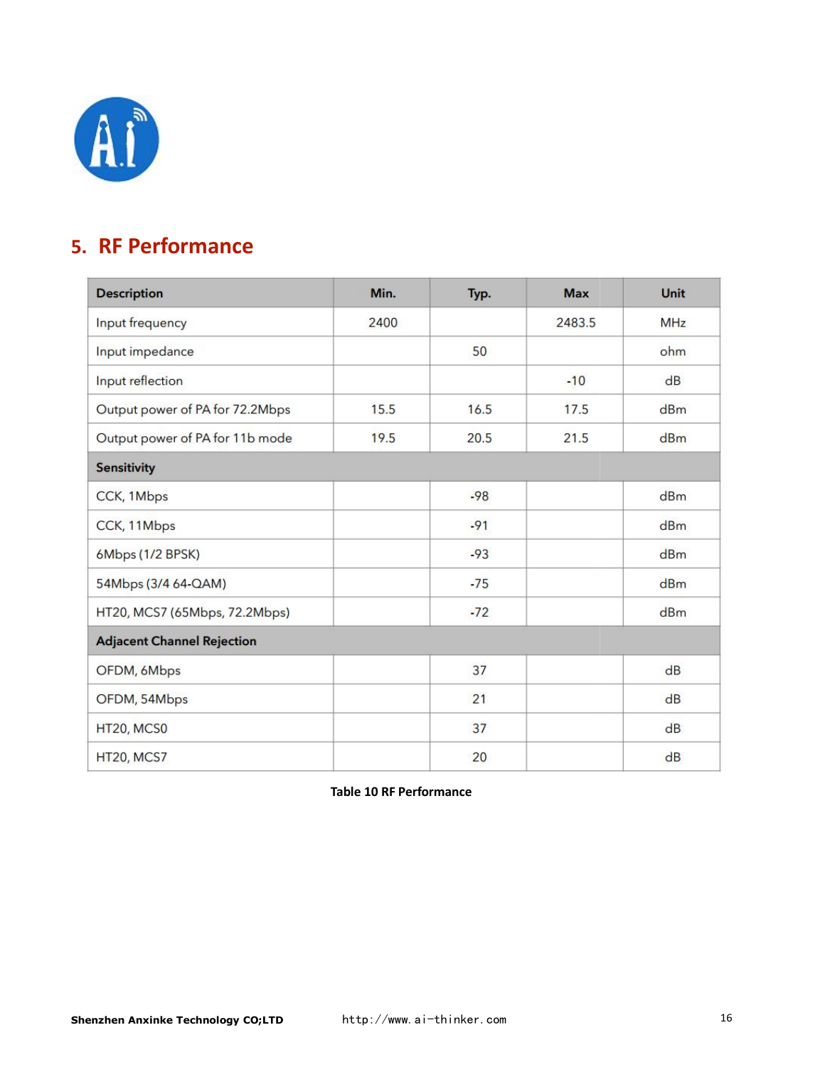## 5. RF Performance

| Description | Min. | Typ. | Max | Unit |
|---|---|---|---|---|
| Input frequency | 2400 | | 2483.5 | MHz |
| Input impedance | | 50 | | ohm |
| Input reflection | | | -10 | dB |
| Output power of PA for 72.2Mbps | 15.5 | 16.5 | 17.5 | dBm |
| Output power of PA for 11b mode | 19.5 | 20.5 | 21.5 | dBm |
| **Sensitivity** | | | | |
| CCK, 1Mbps | | -98 | | dBm |
| CCK, 11Mbps | | -91 | | dBm |
| 6Mbps (1/2 BPSK) | | -93 | | dBm |
| 54Mbps (3/4 64-QAM) | | -75 | | dBm |
| HT20, MCS7 (65Mbps, 72.2Mbps) | | -72 | | dBm |
| **Adjacent Channel Rejection** | | | | |
| OFDM, 6Mbps | | 37 | | dB |
| OFDM, 54Mbps | | 21 | | dB |
| HT20, MCS0 | | 37 | | dB |
| HT20, MCS7 | | 20 | | dB |

**Table 10 RF Performance**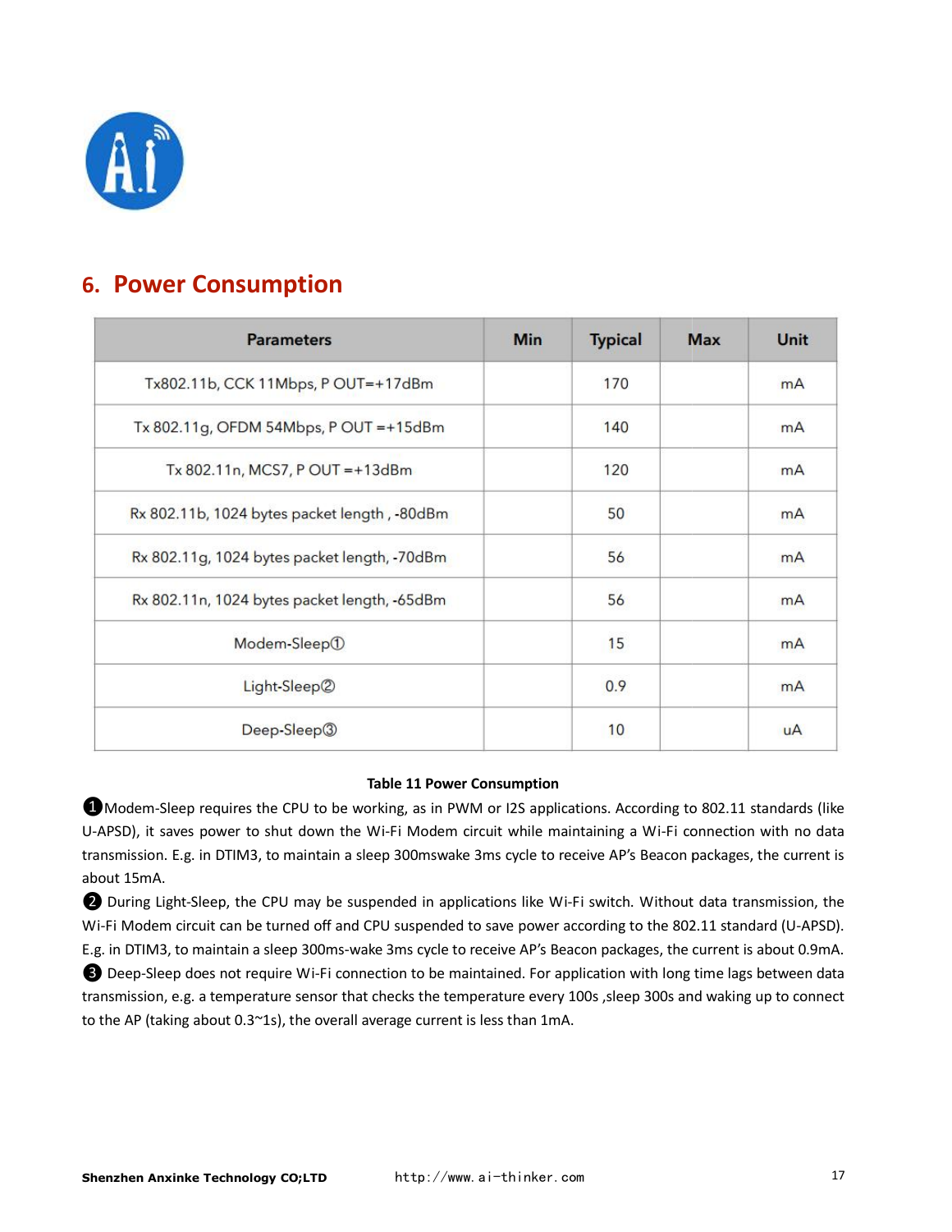# 6. Power Consumption

| Parameters | Min | Typical | Max | Unit |
|---|---|---|---|---|
| Tx802.11b, CCK 11Mbps, P OUT=+17dBm | | 170 | | mA |
| Tx 802.11g, OFDM 54Mbps, P OUT =+15dBm | | 140 | | mA |
| Tx 802.11n, MCS7, P OUT =+13dBm | | 120 | | mA |
| Rx 802.11b, 1024 bytes packet length , -80dBm | | 50 | | mA |
| Rx 802.11g, 1024 bytes packet length, -70dBm | | 56 | | mA |
| Rx 802.11n, 1024 bytes packet length, -65dBm | | 56 | | mA |
| Modem-Sleep① | | 15 | | mA |
| Light-Sleep② | | 0.9 | | mA |
| Deep-Sleep③ | | 10 | | uA |

**Table 11 Power Consumption**

❶Modem-Sleep requires the CPU to be working, as in PWM or I2S applications. According to 802.11 standards (like U-APSD), it saves power to shut down the Wi-Fi Modem circuit while maintaining a Wi-Fi connection with no data transmission. E.g. in DTIM3, to maintain a sleep 300mswake 3ms cycle to receive AP's Beacon packages, the current is about 15mA.

❷ During Light-Sleep, the CPU may be suspended in applications like Wi-Fi switch. Without data transmission, the Wi-Fi Modem circuit can be turned off and CPU suspended to save power according to the 802.11 standard (U-APSD). E.g. in DTIM3, to maintain a sleep 300ms-wake 3ms cycle to receive AP's Beacon packages, the current is about 0.9mA.

❸ Deep-Sleep does not require Wi-Fi connection to be maintained. For application with long time lags between data transmission, e.g. a temperature sensor that checks the temperature every 100s ,sleep 300s and waking up to connect to the AP (taking about 0.3~1s), the overall average current is less than 1mA.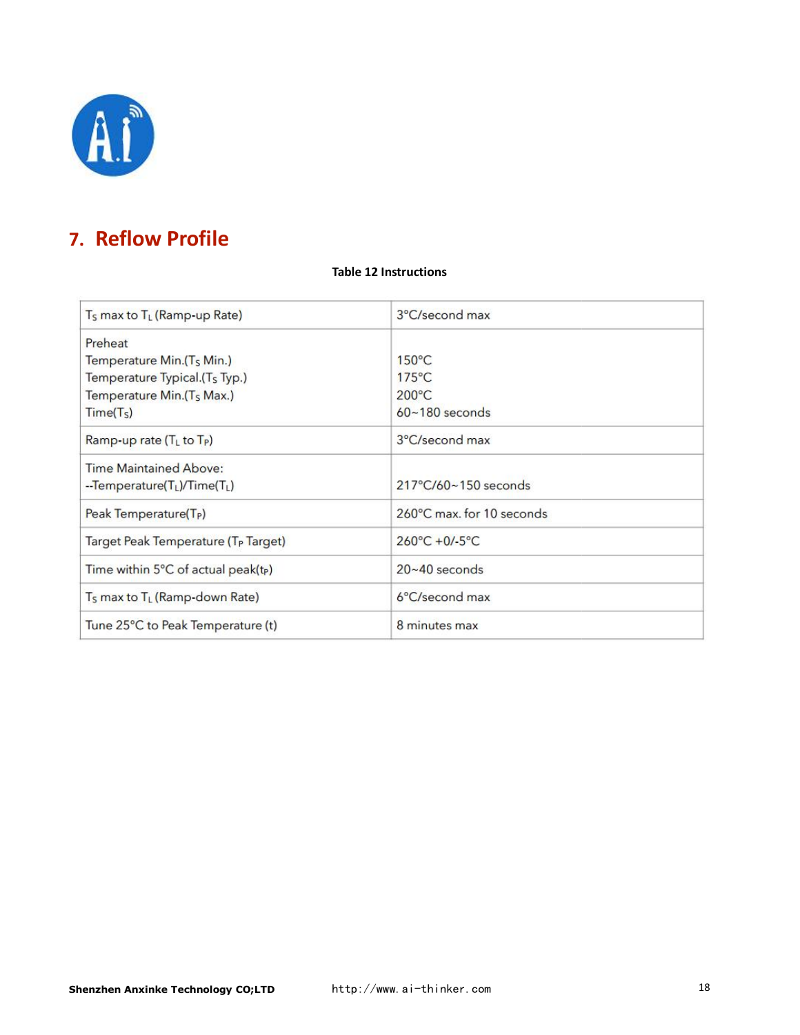## 7. Reflow Profile

**Table 12 Instructions**

| $T_S$ max to $T_L$ (Ramp-up Rate) | 3°C/second max |
|---|---|
| Preheat<br>Temperature Min.($T_S$ Min.)<br>Temperature Typical.($T_S$ Typ.)<br>Temperature Min.($T_S$ Max.)<br>Time($T_S$) | <br>150°C<br>175°C<br>200°C<br>60~180 seconds |
| Ramp-up rate ($T_L$ to $T_P$) | 3°C/second max |
| Time Maintained Above:<br>--Temperature($T_L$)/Time($T_L$) | <br>217°C/60~150 seconds |
| Peak Temperature($T_P$) | 260°C max. for 10 seconds |
| Target Peak Temperature ($T_P$ Target) | 260°C +0/-5°C |
| Time within 5°C of actual peak($t_P$) | 20~40 seconds |
| $T_S$ max to $T_L$ (Ramp-down Rate) | 6°C/second max |
| Tune 25°C to Peak Temperature (t) | 8 minutes max |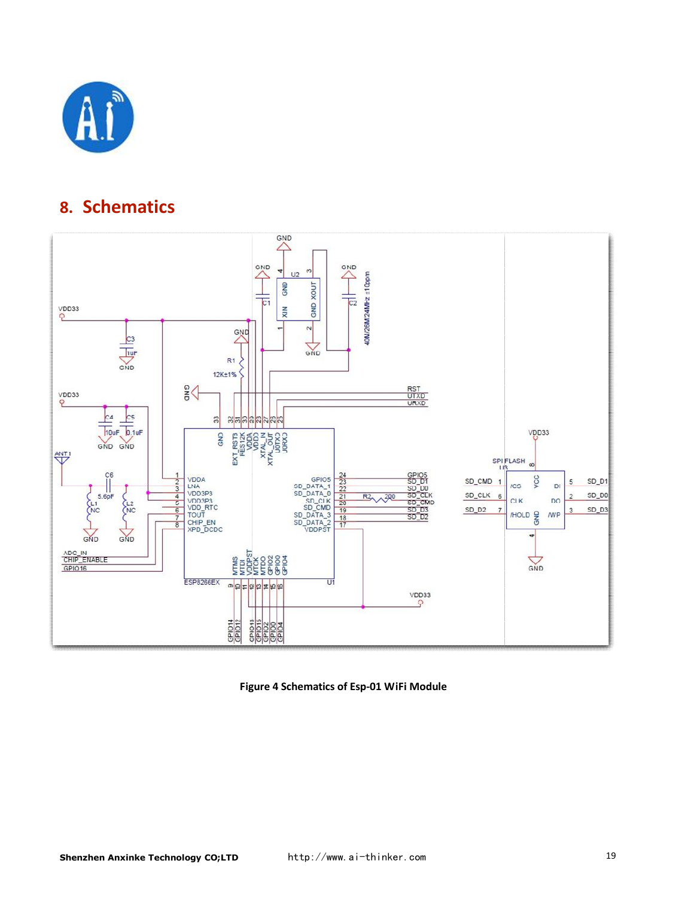## 8. Schematics

GND
GND
U2
GND
4
3
XOUT
GND
XIN
C1
GND
C2
1
2
GND
40M/26M/24MHz ±10ppm
VDD33
C3
1uF
GND
GND
R1
12K±1%
VDD33
GND
RST
UTXD
URXD
C4
C5
10uF
0.1uF
GND
GND
33
32
31
30
29
28
27
26
25
GND
EXT_RSTB
RES12K
VDDA
VDDD
XTAL_IN
XTAL_OUT
U0TXD
U0RXD
VDD33
ANT1
C6
5.6pF
L1
NC
L2
NC
GND
GND
1
2
3
4
5
6
7
8
VDDA
LNA
VDD3P3
VDD3P3
VDD_RTC
TOUT
CHIP_EN
XPD_DCDC
GPIO5
SD_DATA_1
SD_DATA_0
SD_CLK
SD_CMD
SD_DATA_3
SD_DATA_2
VDDPST
24
23
22
21
20
19
18
17
GPIO5
SD_D1
SD_D0
R2 200
SD_CLK
SD_CMD
SD_D3
SD_D2
SPI FLASH
U3
8
VCC
SD_CMD 1
SD_CLK 6
SD_D2 7
/CS
CLK
/HOLD
DI
DO
/WP
5 SD_D1
2 SD_D0
3 SD_D3
GND
4
GND
ADC_IN
CHIP_ENABLE
GPIO16
MTMS
MTDI
VDDPST
MTCK
MTDO
GPIO2
GPIO0
GPIO4
ESP8266EX
U1
9
10
11
12
13
14
15
16
VDD33
GPIO14
GPIO12
GPIO13
GPIO15
GPIO2
GPIO0
GPIO4

Figure 4 Schematics of Esp-01 WiFi Module